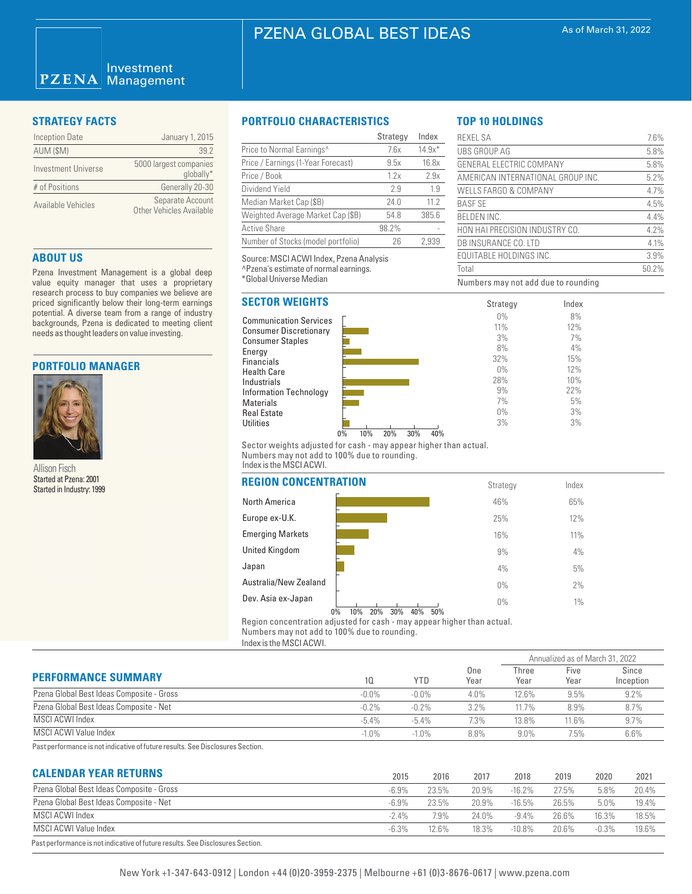# PZENA GLOBAL BEST IDEAS

As of March 31, 2022

PZENA Investment Management

## STRATEGY FACTS

| | |
|---|---|
| Inception Date | January 1, 2015 |
| AUM ($M) | 39.2 |
| Investment Universe | 5000 largest companies globally* |
| # of Positions | Generally 20-30 |
| Available Vehicles | Separate Account Other Vehicles Available |

## ABOUT US

Pzena Investment Management is a global deep value equity manager that uses a proprietary research process to buy companies we believe are priced significantly below their long-term earnings potential. A diverse team from a range of industry backgrounds, Pzena is dedicated to meeting client needs as thought leaders on value investing.

## PORTFOLIO MANAGER

Allison Fisch
Started at Pzena: 2001
Started in Industry: 1999

## PORTFOLIO CHARACTERISTICS

| | Strategy | Index |
|---|---|---|
| Price to Normal Earnings^ | 7.6x | 14.9x* |
| Price / Earnings (1-Year Forecast) | 9.5x | 16.8x |
| Price / Book | 1.2x | 2.9x |
| Dividend Yield | 2.9 | 1.9 |
| Median Market Cap ($B) | 24.0 | 11.2 |
| Weighted Average Market Cap ($B) | 54.8 | 385.6 |
| Active Share | 98.2% | - |
| Number of Stocks (model portfolio) | 26 | 2,939 |

Source: MSCI ACWI Index, Pzena Analysis
^Pzena's estimate of normal earnings.
*Global Universe Median

## TOP 10 HOLDINGS

| | |
|---|---|
| REXEL SA | 7.6% |
| UBS GROUP AG | 5.8% |
| GENERAL ELECTRIC COMPANY | 5.8% |
| AMERICAN INTERNATIONAL GROUP INC. | 5.2% |
| WELLS FARGO & COMPANY | 4.7% |
| BASF SE | 4.5% |
| BELDEN INC. | 4.4% |
| HON HAI PRECISION INDUSTRY CO. | 4.2% |
| DB INSURANCE CO. LTD | 4.1% |
| EQUITABLE HOLDINGS INC. | 3.9% |
| Total | 50.2% |

Numbers may not add due to rounding

## SECTOR WEIGHTS

| | Strategy | Index |
|---|---|---|
| Communication Services | 0% | 8% |
| Consumer Discretionary | 11% | 12% |
| Consumer Staples | 3% | 7% |
| Energy | 8% | 4% |
| Financials | 32% | 15% |
| Health Care | 0% | 12% |
| Industrials | 28% | 10% |
| Information Technology | 9% | 22% |
| Materials | 7% | 5% |
| Real Estate | 0% | 3% |
| Utilities | 3% | 3% |

Sector weights adjusted for cash - may appear higher than actual.
Numbers may not add to 100% due to rounding.
Index is the MSCI ACWI.

## REGION CONCENTRATION

| | Strategy | Index |
|---|---|---|
| North America | 46% | 65% |
| Europe ex-U.K. | 25% | 12% |
| Emerging Markets | 16% | 11% |
| United Kingdom | 9% | 4% |
| Japan | 4% | 5% |
| Australia/New Zealand | 0% | 2% |
| Dev. Asia ex-Japan | 0% | 1% |

Region concentration adjusted for cash - may appear higher than actual.
Numbers may not add to 100% due to rounding.
Index is the MSCI ACWI.

## PERFORMANCE SUMMARY

| | 1Q | YTD | One Year | Three Year | Five Year | Since Inception |
|---|---|---|---|---|---|---|
| | | | | Annualized as of March 31, 2022 | | |
| Pzena Global Best Ideas Composite - Gross | -0.0% | -0.0% | 4.0% | 12.6% | 9.5% | 9.2% |
| Pzena Global Best Ideas Composite - Net | -0.2% | -0.2% | 3.2% | 11.7% | 8.9% | 8.7% |
| MSCI ACWI Index | -5.4% | -5.4% | 7.3% | 13.8% | 11.6% | 9.7% |
| MSCI ACWI Value Index | -1.0% | -1.0% | 8.8% | 9.0% | 7.5% | 6.6% |

Past performance is not indicative of future results. See Disclosures Section.

## CALENDAR YEAR RETURNS

| | 2015 | 2016 | 2017 | 2018 | 2019 | 2020 | 2021 |
|---|---|---|---|---|---|---|---|
| Pzena Global Best Ideas Composite - Gross | -6.9% | 23.5% | 20.9% | -16.2% | 27.5% | 5.8% | 20.4% |
| Pzena Global Best Ideas Composite - Net | -6.9% | 23.5% | 20.9% | -16.5% | 26.5% | 5.0% | 19.4% |
| MSCI ACWI Index | -2.4% | 7.9% | 24.0% | -9.4% | 26.6% | 16.3% | 18.5% |
| MSCI ACWI Value Index | -6.3% | 12.6% | 18.3% | -10.8% | 20.6% | -0.3% | 19.6% |

Past performance is not indicative of future results. See Disclosures Section.

New York +1-347-643-0912 | London +44 (0)20-3959-2375 | Melbourne +61 (0)3-8676-0617 | www.pzena.com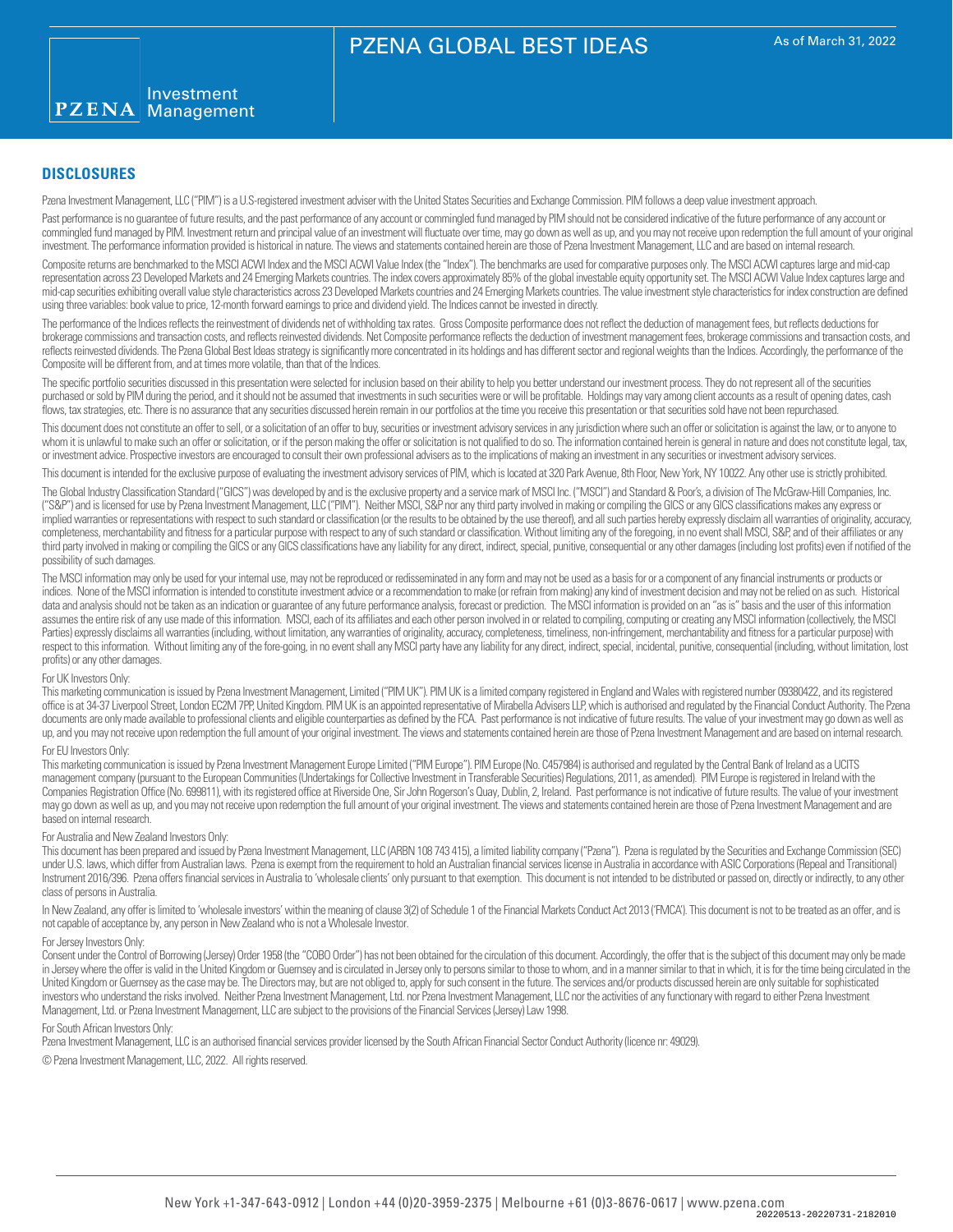## DISCLOSURES

Pzena Investment Management, LLC ("PIM") is a U.S-registered investment adviser with the United States Securities and Exchange Commission. PIM follows a deep value investment approach.

Past performance is no guarantee of future results, and the past performance of any account or commingled fund managed by PIM should not be considered indicative of the future performance of any account or commingled fund managed by PIM. Investment return and principal value of an investment will fluctuate over time, may go down as well as up, and you may not receive upon redemption the full amount of your original investment. The performance information provided is historical in nature. The views and statements contained herein are those of Pzena Investment Management, LLC and are based on internal research.

Composite returns are benchmarked to the MSCI ACWI Index and the MSCI ACWI Value Index (the "Index"). The benchmarks are used for comparative purposes only. The MSCI ACWI captures large and mid-cap representation across 23 Developed Markets and 24 Emerging Markets countries. The index covers approximately 85% of the global investable equity opportunity set. The MSCI ACWI Value Index captures large and mid-cap securities exhibiting overall value style characteristics across 23 Developed Markets countries and 24 Emerging Markets countries. The value investment style characteristics for index construction are defined using three variables: book value to price, 12-month forward earnings to price and dividend yield. The Indices cannot be invested in directly.

The performance of the Indices reflects the reinvestment of dividends net of withholding tax rates. Gross Composite performance does not reflect the deduction of management fees, but reflects deductions for brokerage commissions and transaction costs, and reflects reinvested dividends. Net Composite performance reflects the deduction of investment management fees, brokerage commissions and transaction costs, and reflects reinvested dividends. The Pzena Global Best Ideas strategy is significantly more concentrated in its holdings and has different sector and regional weights than the Indices. Accordingly, the performance of the Composite will be different from, and at times more volatile, than that of the Indices.

The specific portfolio securities discussed in this presentation were selected for inclusion based on their ability to help you better understand our investment process. They do not represent all of the securities purchased or sold by PIM during the period, and it should not be assumed that investments in such securities were or will be profitable. Holdings may vary among client accounts as a result of opening dates, cash flows, tax strategies, etc. There is no assurance that any securities discussed herein remain in our portfolios at the time you receive this presentation or that securities sold have not been repurchased.

This document does not constitute an offer to sell, or a solicitation of an offer to buy, securities or investment advisory services in any jurisdiction where such an offer or solicitation is against the law, or to anyone to whom it is unlawful to make such an offer or solicitation, or if the person making the offer or solicitation is not qualified to do so. The information contained herein is general in nature and does not constitute legal, tax, or investment advice. Prospective investors are encouraged to consult their own professional advisers as to the implications of making an investment in any securities or investment advisory services.

This document is intended for the exclusive purpose of evaluating the investment advisory services of PIM, which is located at 320 Park Avenue, 8th Floor, New York, NY 10022. Any other use is strictly prohibited.

The Global Industry Classification Standard ("GICS") was developed by and is the exclusive property and a service mark of MSCI Inc. ("MSCI") and Standard & Poor's, a division of The McGraw-Hill Companies, Inc. ("S&P") and is licensed for use by Pzena Investment Management, LLC ("PIM"). Neither MSCI, S&P nor any third party involved in making or compiling the GICS or any GICS classifications makes any express or implied warranties or representations with respect to such standard or classification (or the results to be obtained by the use thereof), and all such parties hereby expressly disclaim all warranties of originality, accuracy, completeness, merchantability and fitness for a particular purpose with respect to any of such standard or classification. Without limiting any of the foregoing, in no event shall MSCI, S&P, and of their affiliates or any third party involved in making or compiling the GICS or any GICS classifications have any liability for any direct, indirect, special, punitive, consequential or any other damages (including lost profits) even if notified of the possibility of such damages.

The MSCI information may only be used for your internal use, may not be reproduced or redisseminated in any form and may not be used as a basis for or a component of any financial instruments or products or indices. None of the MSCI information is intended to constitute investment advice or a recommendation to make (or refrain from making) any kind of investment decision and may not be relied on as such. Historical data and analysis should not be taken as an indication or guarantee of any future performance analysis, forecast or prediction. The MSCI information is provided on an "as is" basis and the user of this information assumes the entire risk of any use made of this information. MSCI, each of its affiliates and each other person involved in or related to compiling, computing or creating any MSCI information (collectively, the MSCI Parties) expressly disclaims all warranties (including, without limitation, any warranties of originality, accuracy, completeness, timeliness, non-infringement, merchantability and fitness for a particular purpose) with respect to this information. Without limiting any of the fore-going, in no event shall any MSCI party have any liability for any direct, indirect, special, incidental, punitive, consequential (including, without limitation, lost profits) or any other damages.

For UK Investors Only:
This marketing communication is issued by Pzena Investment Management, Limited ("PIM UK"). PIM UK is a limited company registered in England and Wales with registered number 09380422, and its registered office is at 34-37 Liverpool Street, London EC2M 7PP, United Kingdom. PIM UK is an appointed representative of Mirabella Advisers LLP, which is authorised and regulated by the Financial Conduct Authority. The Pzena documents are only made available to professional clients and eligible counterparties as defined by the FCA. Past performance is not indicative of future results. The value of your investment may go down as well as up, and you may not receive upon redemption the full amount of your original investment. The views and statements contained herein are those of Pzena Investment Management and are based on internal research.

For EU Investors Only:
This marketing communication is issued by Pzena Investment Management Europe Limited ("PIM Europe"). PIM Europe (No. C457984) is authorised and regulated by the Central Bank of Ireland as a UCITS management company (pursuant to the European Communities (Undertakings for Collective Investment in Transferable Securities) Regulations, 2011, as amended). PIM Europe is registered in Ireland with the Companies Registration Office (No. 699811), with its registered office at Riverside One, Sir John Rogerson's Quay, Dublin, 2, Ireland. Past performance is not indicative of future results. The value of your investment may go down as well as up, and you may not receive upon redemption the full amount of your original investment. The views and statements contained herein are those of Pzena Investment Management and are based on internal research.

For Australia and New Zealand Investors Only:
This document has been prepared and issued by Pzena Investment Management, LLC (ARBN 108 743 415), a limited liability company ("Pzena"). Pzena is regulated by the Securities and Exchange Commission (SEC) under U.S. laws, which differ from Australian laws. Pzena is exempt from the requirement to hold an Australian financial services license in Australia in accordance with ASIC Corporations (Repeal and Transitional) Instrument 2016/396. Pzena offers financial services in Australia to 'wholesale clients' only pursuant to that exemption. This document is not intended to be distributed or passed on, directly or indirectly, to any other class of persons in Australia.

In New Zealand, any offer is limited to 'wholesale investors' within the meaning of clause 3(2) of Schedule 1 of the Financial Markets Conduct Act 2013 ('FMCA'). This document is not to be treated as an offer, and is not capable of acceptance by, any person in New Zealand who is not a Wholesale Investor.

For Jersey Investors Only:
Consent under the Control of Borrowing (Jersey) Order 1958 (the "COBO Order") has not been obtained for the circulation of this document. Accordingly, the offer that is the subject of this document may only be made in Jersey where the offer is valid in the United Kingdom or Guernsey and is circulated in Jersey only to persons similar to those to whom, and in a manner similar to that in which, it is for the time being circulating in the United Kingdom or Guernsey as the case may be. The Directors may, but are not obliged to, apply for such consent in the future. The services and/or products discussed herein are only suitable for sophisticated investors who understand the risks involved. Neither Pzena Investment Management, Ltd. nor Pzena Investment Management, LLC nor the activities of any functionary with regard to either Pzena Investment Management, Ltd. or Pzena Investment Management, LLC are subject to the provisions of the Financial Services (Jersey) Law 1998.

For South African Investors Only:
Pzena Investment Management, LLC is an authorised financial services provider licensed by the South African Financial Sector Conduct Authority (licence nr: 49029).

© Pzena Investment Management, LLC, 2022. All rights reserved.

New York +1-347-643-0912 | London +44 (0)20-3959-2375 | Melbourne +61 (0)3-8676-0617 | www.pzena.com

20220513-20220731-2182010